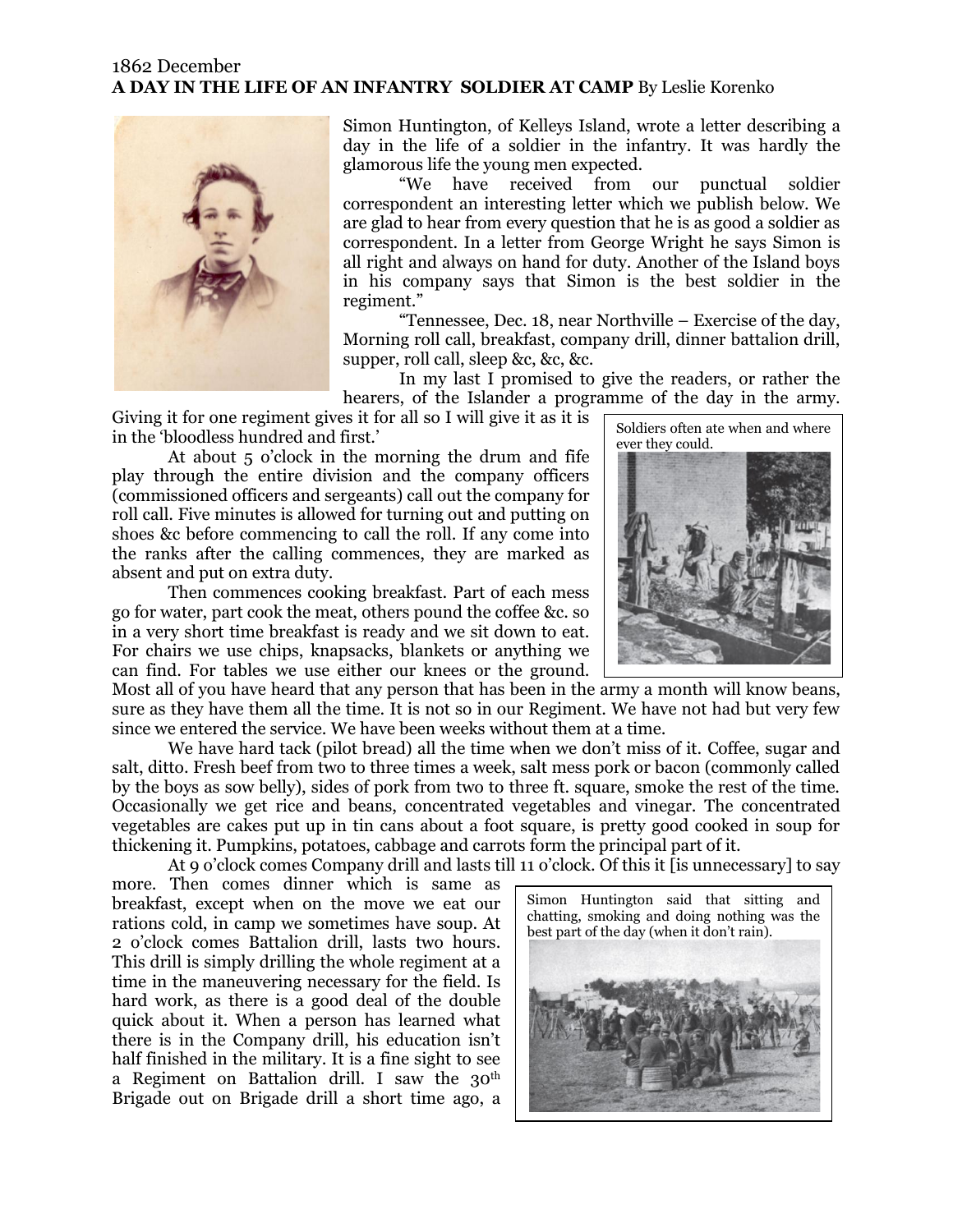1862 December

## A DAY IN THE LIFE OF AN INFANTRY SOLDIER AT CAMP By Leslie Korenko

Simon Huntington, of Kelleys Island, wrote a letter describing a day in the life of a soldier in the infantry. It was hardly the glamorous life the young men expected.

"We have received from our punctual soldier correspondent an interesting letter which we publish below. We are glad to hear from every question that he is as good a soldier as correspondent. In a letter from George Wright he says Simon is all right and always on hand for duty. Another of the Island boys in his company says that Simon is the best soldier in the regiment."

"Tennessee, Dec. 18, near Northville – Exercise of the day, Morning roll call, breakfast, company drill, dinner battalion drill, supper, roll call, sleep &c, &c, &c.

In my last I promised to give the readers, or rather the hearers, of the Islander a programme of the day in the army. Giving it for one regiment gives it for all so I will give it as it is in the 'bloodless hundred and first.'

At about 5 o'clock in the morning the drum and fife play through the entire division and the company officers (commissioned officers and sergeants) call out the company for roll call. Five minutes is allowed for turning out and putting on shoes &c before commencing to call the roll. If any come into the ranks after the calling commences, they are marked as absent and put on extra duty.

Then commences cooking breakfast. Part of each mess go for water, part cook the meat, others pound the coffee &c. so in a very short time breakfast is ready and we sit down to eat. For chairs we use chips, knapsacks, blankets or anything we can find. For tables we use either our knees or the ground. Most all of you have heard that any person that has been in the army a month will know beans, sure as they have them all the time. It is not so in our Regiment. We have not had but very few since we entered the service. We have been weeks without them at a time.

Soldiers often ate when and where ever they could.

We have hard tack (pilot bread) all the time when we don't miss of it. Coffee, sugar and salt, ditto. Fresh beef from two to three times a week, salt mess pork or bacon (commonly called by the boys as sow belly), sides of pork from two to three ft. square, smoke the rest of the time. Occasionally we get rice and beans, concentrated vegetables and vinegar. The concentrated vegetables are cakes put up in tin cans about a foot square, is pretty good cooked in soup for thickening it. Pumpkins, potatoes, cabbage and carrots form the principal part of it.

At 9 o'clock comes Company drill and lasts till 11 o'clock. Of this it [is unnecessary] to say more. Then comes dinner which is same as breakfast, except when on the move we eat our rations cold, in camp we sometimes have soup. At 2 o'clock comes Battalion drill, lasts two hours. This drill is simply drilling the whole regiment at a time in the maneuvering necessary for the field. Is hard work, as there is a good deal of the double quick about it. When a person has learned what there is in the Company drill, his education isn't half finished in the military. It is a fine sight to see a Regiment on Battalion drill. I saw the 30th Brigade out on Brigade drill a short time ago, a

Simon Huntington said that sitting and chatting, smoking and doing nothing was the best part of the day (when it don't rain).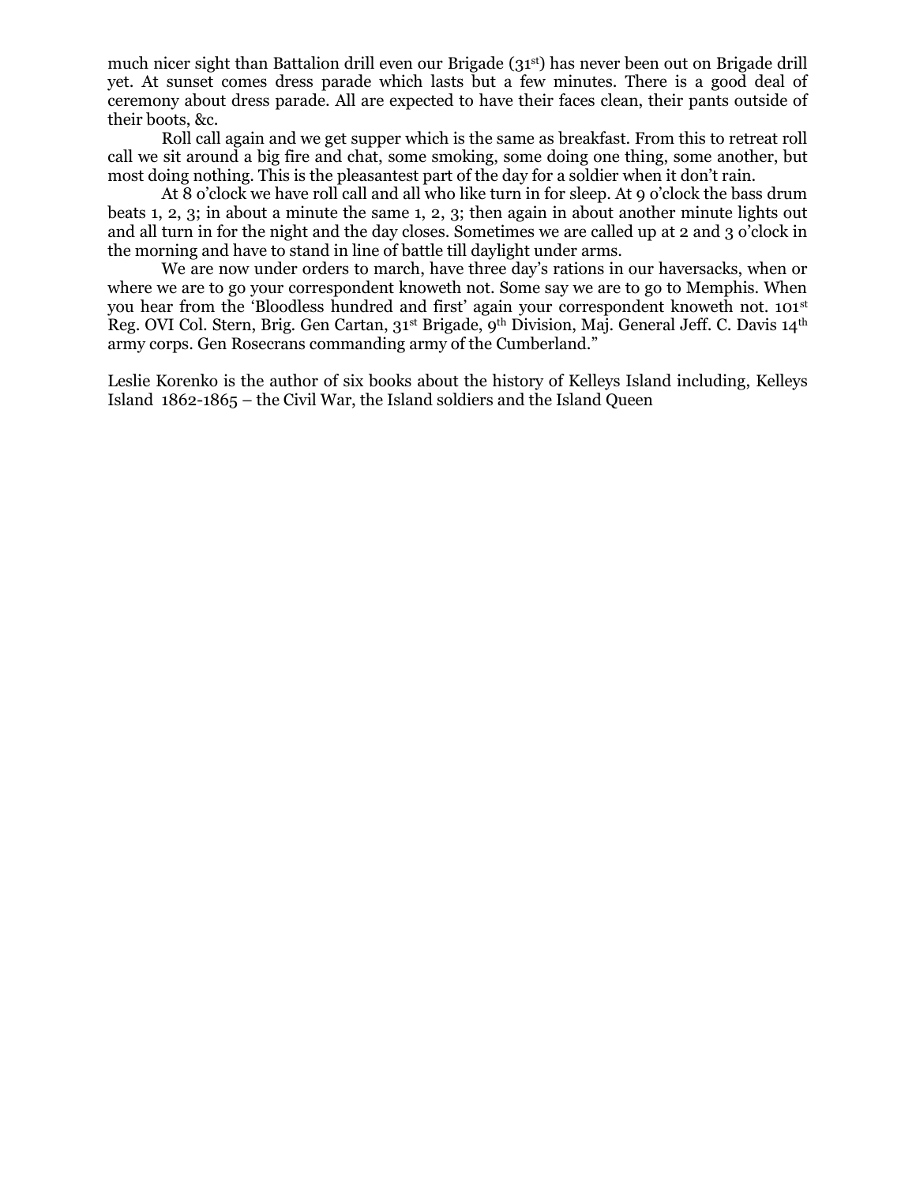much nicer sight than Battalion drill even our Brigade (31st) has never been out on Brigade drill yet. At sunset comes dress parade which lasts but a few minutes. There is a good deal of ceremony about dress parade. All are expected to have their faces clean, their pants outside of their boots, &c.

Roll call again and we get supper which is the same as breakfast. From this to retreat roll call we sit around a big fire and chat, some smoking, some doing one thing, some another, but most doing nothing. This is the pleasantest part of the day for a soldier when it don't rain.

At 8 o'clock we have roll call and all who like turn in for sleep. At 9 o'clock the bass drum beats 1, 2, 3; in about a minute the same 1, 2, 3; then again in about another minute lights out and all turn in for the night and the day closes. Sometimes we are called up at 2 and 3 o'clock in the morning and have to stand in line of battle till daylight under arms.

We are now under orders to march, have three day's rations in our haversacks, when or where we are to go your correspondent knoweth not. Some say we are to go to Memphis. When you hear from the 'Bloodless hundred and first' again your correspondent knoweth not. 101st Reg. OVI Col. Stern, Brig. Gen Cartan, 31st Brigade, 9th Division, Maj. General Jeff. C. Davis 14th army corps. Gen Rosecrans commanding army of the Cumberland."

Leslie Korenko is the author of six books about the history of Kelleys Island including, Kelleys Island 1862-1865 – the Civil War, the Island soldiers and the Island Queen